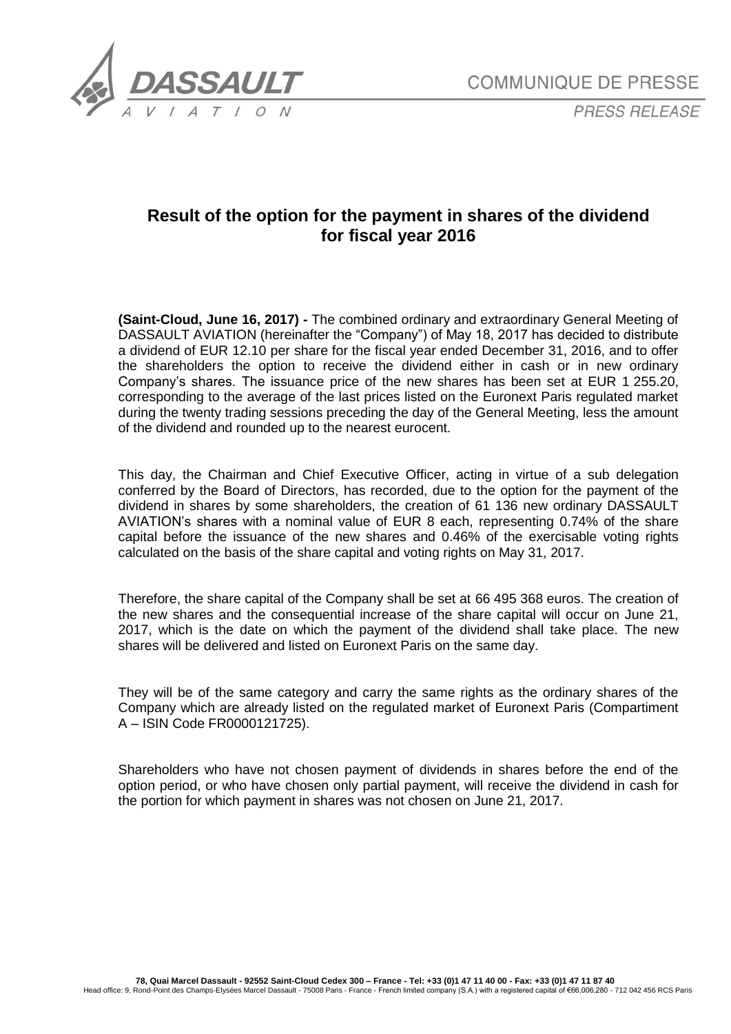COMMUNIQUE DE PRESSE

*PRESS RELEASE*

# Result of the option for the payment in shares of the dividend for fiscal year 2016

**(Saint-Cloud, June 16, 2017) -** The combined ordinary and extraordinary General Meeting of DASSAULT AVIATION (hereinafter the "Company") of May 18, 2017 has decided to distribute a dividend of EUR 12.10 per share for the fiscal year ended December 31, 2016, and to offer the shareholders the option to receive the dividend either in cash or in new ordinary Company's shares. The issuance price of the new shares has been set at EUR 1 255.20, corresponding to the average of the last prices listed on the Euronext Paris regulated market during the twenty trading sessions preceding the day of the General Meeting, less the amount of the dividend and rounded up to the nearest eurocent.

This day, the Chairman and Chief Executive Officer, acting in virtue of a sub delegation conferred by the Board of Directors, has recorded, due to the option for the payment of the dividend in shares by some shareholders, the creation of 61 136 new ordinary DASSAULT AVIATION's shares with a nominal value of EUR 8 each, representing 0.74% of the share capital before the issuance of the new shares and 0.46% of the exercisable voting rights calculated on the basis of the share capital and voting rights on May 31, 2017.

Therefore, the share capital of the Company shall be set at 66 495 368 euros. The creation of the new shares and the consequential increase of the share capital will occur on June 21, 2017, which is the date on which the payment of the dividend shall take place. The new shares will be delivered and listed on Euronext Paris on the same day.

They will be of the same category and carry the same rights as the ordinary shares of the Company which are already listed on the regulated market of Euronext Paris (Compartiment A – ISIN Code FR0000121725).

Shareholders who have not chosen payment of dividends in shares before the end of the option period, or who have chosen only partial payment, will receive the dividend in cash for the portion for which payment in shares was not chosen on June 21, 2017.

**78, Quai Marcel Dassault - 92552 Saint-Cloud Cedex 300 – France - Tel: +33 (0)1 47 11 40 00 - Fax: +33 (0)1 47 11 87 40**
Head office: 9, Rond-Point des Champs-Elysées Marcel Dassault - 75008 Paris - France - French limited company (S.A.) with a registered capital of €66,006,280 - 712 042 456 RCS Paris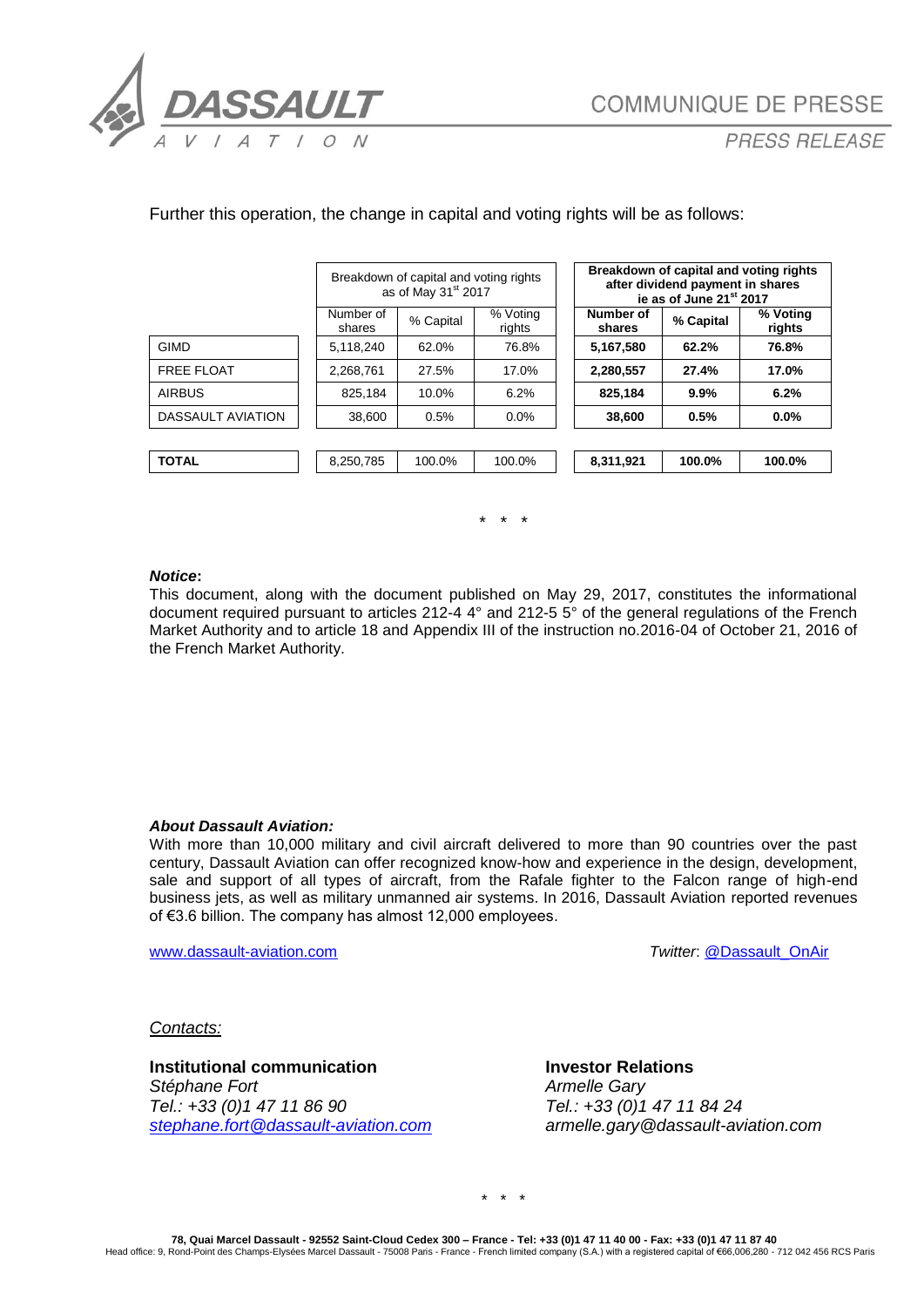Further this operation, the change in capital and voting rights will be as follows:

| | Breakdown of capital and voting rights as of May 31[st] 2017 | | | **Breakdown of capital and voting rights after dividend payment in shares ie as of June 21[st] 2017** | | |
|---|---|---|---|---|---|---|
| | Number of shares | % Capital | % Voting rights | **Number of shares** | **% Capital** | **% Voting rights** |
| GIMD | 5,118,240 | 62.0% | 76.8% | **5,167,580** | **62.2%** | **76.8%** |
| FREE FLOAT | 2,268,761 | 27.5% | 17.0% | **2,280,557** | **27.4%** | **17.0%** |
| AIRBUS | 825,184 | 10.0% | 6.2% | **825,184** | **9.9%** | **6.2%** |
| DASSAULT AVIATION | 38,600 | 0.5% | 0.0% | **38,600** | **0.5%** | **0.0%** |
| **TOTAL** | 8,250,785 | 100.0% | 100.0% | **8,311,921** | **100.0%** | **100.0%** |

\* \* \*

***Notice*:**
This document, along with the document published on May 29, 2017, constitutes the informational document required pursuant to articles 212-4 4° and 212-5 5° of the general regulations of the French Market Authority and to article 18 and Appendix III of the instruction no.2016-04 of October 21, 2016 of the French Market Authority.

***About Dassault Aviation:***
With more than 10,000 military and civil aircraft delivered to more than 90 countries over the past century, Dassault Aviation can offer recognized know-how and experience in the design, development, sale and support of all types of aircraft, from the Rafale fighter to the Falcon range of high-end business jets, as well as military unmanned air systems. In 2016, Dassault Aviation reported revenues of €3.6 billion. The company has almost 12,000 employees.

www.dassault-aviation.com

*Twitter*: @Dassault_OnAir

*Contacts:*

**Institutional communication**
*Stéphane Fort*
*Tel.: +33 (0)1 47 11 86 90*
*stephane.fort@dassault-aviation.com*

**Investor Relations**
*Armelle Gary*
*Tel.: +33 (0)1 47 11 84 24*
*armelle.gary@dassault-aviation.com*

\* \* \*

**78, Quai Marcel Dassault - 92552 Saint-Cloud Cedex 300 – France - Tel: +33 (0)1 47 11 40 00 - Fax: +33 (0)1 47 11 87 40**
Head office: 9, Rond-Point des Champs-Elysées Marcel Dassault - 75008 Paris - France - French limited company (S.A.) with a registered capital of €66,006,280 - 712 042 456 RCS Paris